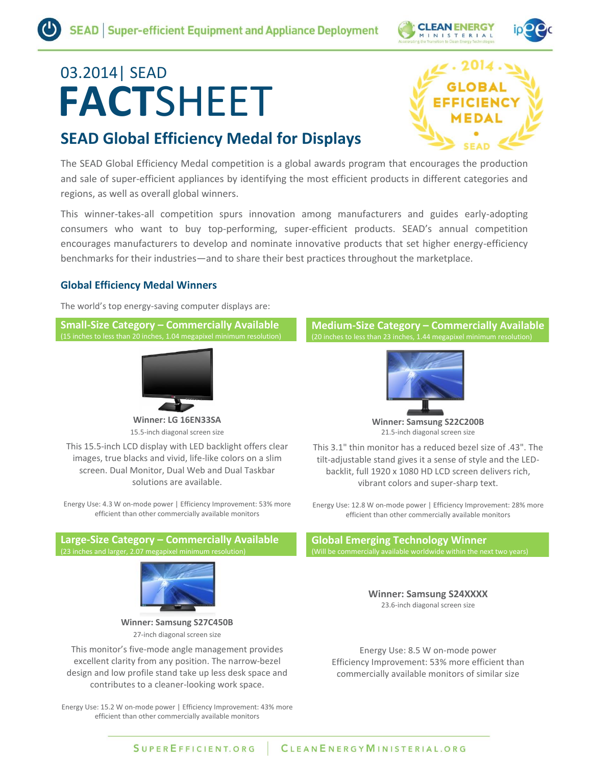SEAD | Super-efficient Equipment and Appliance Deployment

03.2014| SEAD

# FACTSHEET

## SEAD Global Efficiency Medal for Displays

The SEAD Global Efficiency Medal competition is a global awards program that encourages the production and sale of super-efficient appliances by identifying the most efficient products in different categories and regions, as well as overall global winners.

This winner-takes-all competition spurs innovation among manufacturers and guides early-adopting consumers who want to buy top-performing, super-efficient products. SEAD's annual competition encourages manufacturers to develop and nominate innovative products that set higher energy-efficiency benchmarks for their industries—and to share their best practices throughout the marketplace.

### Global Efficiency Medal Winners

The world's top energy-saving computer displays are:

#### Small-Size Category – Commercially Available

(15 inches to less than 20 inches, 1.04 megapixel minimum resolution)

**Winner: LG 16EN33SA**

15.5-inch diagonal screen size

This 15.5-inch LCD display with LED backlight offers clear images, true blacks and vivid, life-like colors on a slim screen. Dual Monitor, Dual Web and Dual Taskbar solutions are available.

Energy Use: 4.3 W on-mode power | Efficiency Improvement: 53% more efficient than other commercially available monitors

#### Medium-Size Category – Commercially Available

(20 inches to less than 23 inches, 1.44 megapixel minimum resolution)

**Winner: Samsung S22C200B**

21.5-inch diagonal screen size

This 3.1" thin monitor has a reduced bezel size of .43". The tilt-adjustable stand gives it a sense of style and the LED-backlit, full 1920 x 1080 HD LCD screen delivers rich, vibrant colors and super-sharp text.

Energy Use: 12.8 W on-mode power | Efficiency Improvement: 28% more efficient than other commercially available monitors

#### Large-Size Category – Commercially Available

(23 inches and larger, 2.07 megapixel minimum resolution)

**Winner: Samsung S27C450B**

27-inch diagonal screen size

This monitor's five-mode angle management provides excellent clarity from any position. The narrow-bezel design and low profile stand take up less desk space and contributes to a cleaner-looking work space.

Energy Use: 15.2 W on-mode power | Efficiency Improvement: 43% more efficient than other commercially available monitors

#### Global Emerging Technology Winner

(Will be commercially available worldwide within the next two years)

**Winner: Samsung S24XXXX**

23.6-inch diagonal screen size

Energy Use: 8.5 W on-mode power
Efficiency Improvement: 53% more efficient than commercially available monitors of similar size

SUPEREFFICIENT.ORG | CLEANENERGYMINISTERIAL.ORG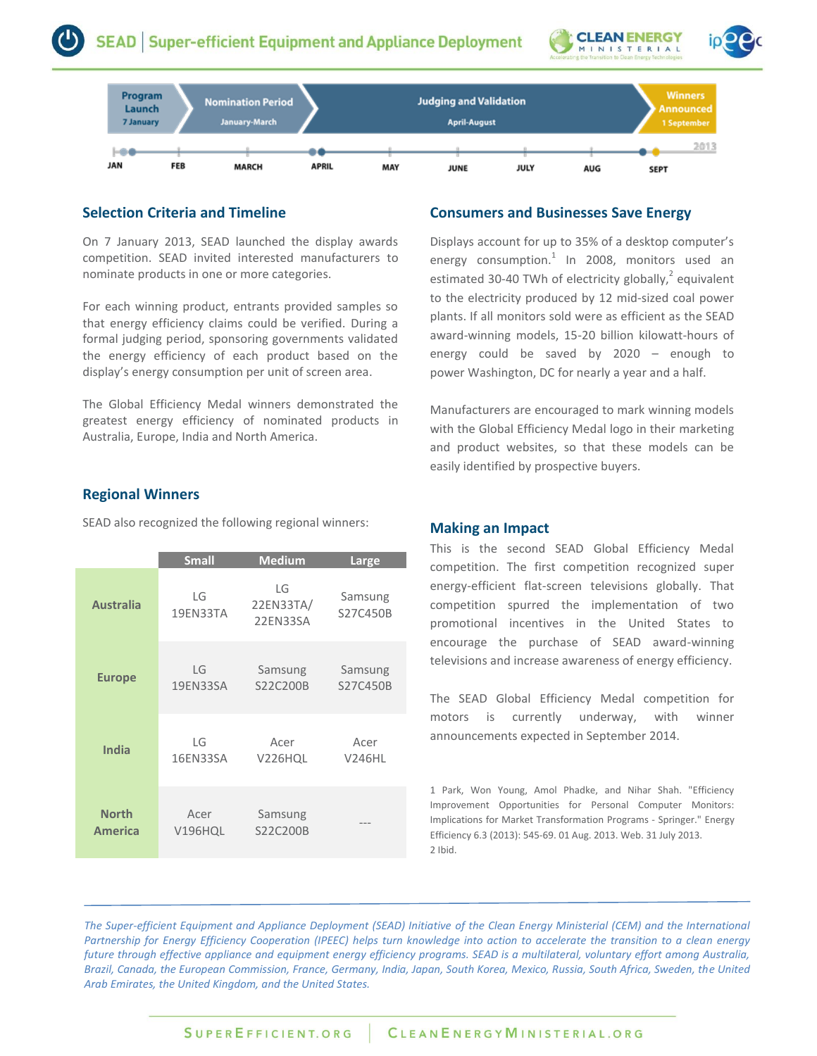Program Launch
7 January

Nomination Period
January-March

Judging and Validation
April-August

Winners Announced
1 September

2013

JAN FEB MARCH APRIL MAY JUNE JULY AUG SEPT

## Selection Criteria and Timeline

On 7 January 2013, SEAD launched the display awards competition. SEAD invited interested manufacturers to nominate products in one or more categories.

For each winning product, entrants provided samples so that energy efficiency claims could be verified. During a formal judging period, sponsoring governments validated the energy efficiency of each product based on the display's energy consumption per unit of screen area.

The Global Efficiency Medal winners demonstrated the greatest energy efficiency of nominated products in Australia, Europe, India and North America.

## Regional Winners

SEAD also recognized the following regional winners:

| | Small | Medium | Large |
|---|---|---|---|
| **Australia** | LG 19EN33TA | LG 22EN33TA/ 22EN33SA | Samsung S27C450B |
| **Europe** | LG 19EN33SA | Samsung S22C200B | Samsung S27C450B |
| **India** | LG 16EN33SA | Acer V226HQL | Acer V246HL |
| **North America** | Acer V196HQL | Samsung S22C200B | --- |

## Consumers and Businesses Save Energy

Displays account for up to 35% of a desktop computer's energy consumption.[1] In 2008, monitors used an estimated 30-40 TWh of electricity globally,[2] equivalent to the electricity produced by 12 mid-sized coal power plants. If all monitors sold were as efficient as the SEAD award-winning models, 15-20 billion kilowatt-hours of energy could be saved by 2020 – enough to power Washington, DC for nearly a year and a half.

Manufacturers are encouraged to mark winning models with the Global Efficiency Medal logo in their marketing and product websites, so that these models can be easily identified by prospective buyers.

## Making an Impact

This is the second SEAD Global Efficiency Medal competition. The first competition recognized super energy-efficient flat-screen televisions globally. That competition spurred the implementation of two promotional incentives in the United States to encourage the purchase of SEAD award-winning televisions and increase awareness of energy efficiency.

The SEAD Global Efficiency Medal competition for motors is currently underway, with winner announcements expected in September 2014.

1 Park, Won Young, Amol Phadke, and Nihar Shah. "Efficiency Improvement Opportunities for Personal Computer Monitors: Implications for Market Transformation Programs - Springer." Energy Efficiency 6.3 (2013): 545-69. 01 Aug. 2013. Web. 31 July 2013.
2 Ibid.

*The Super-efficient Equipment and Appliance Deployment (SEAD) Initiative of the Clean Energy Ministerial (CEM) and the International Partnership for Energy Efficiency Cooperation (IPEEC) helps turn knowledge into action to accelerate the transition to a clean energy future through effective appliance and equipment energy efficiency programs. SEAD is a multilateral, voluntary effort among Australia, Brazil, Canada, the European Commission, France, Germany, India, Japan, South Korea, Mexico, Russia, South Africa, Sweden, the United Arab Emirates, the United Kingdom, and the United States.*

SUPEREFFICIENT.ORG | CLEANENERGYMINISTERIAL.ORG